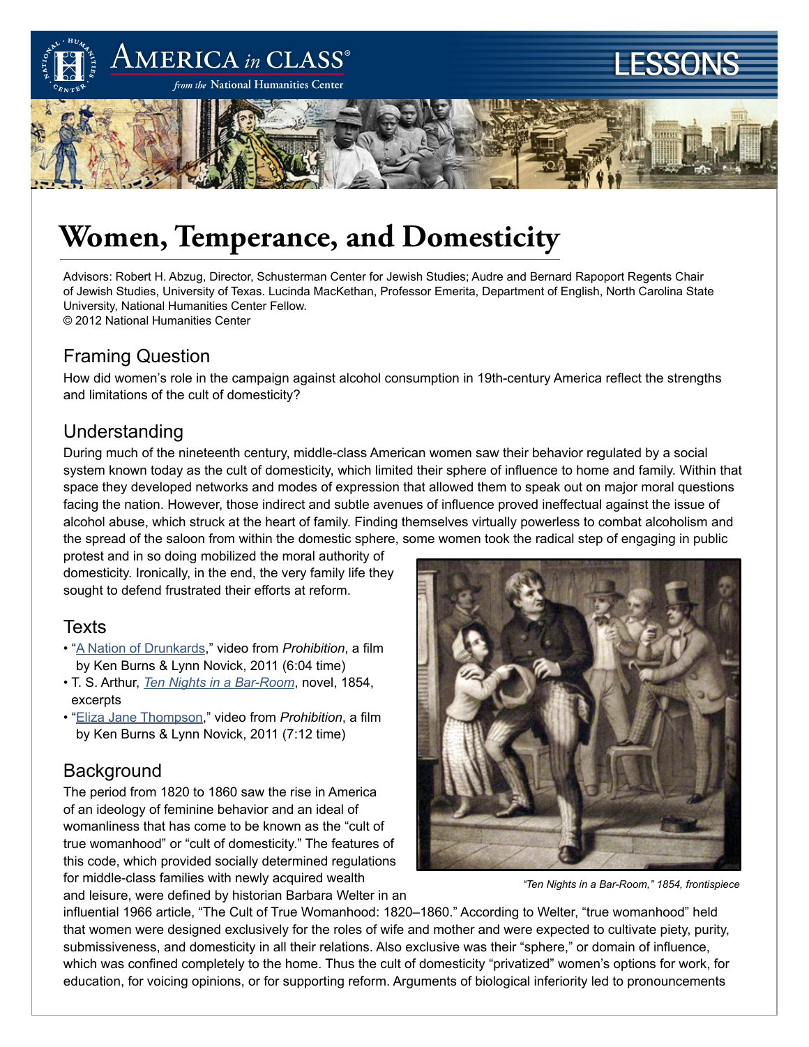# Women, Temperance, and Domesticity

Advisors: Robert H. Abzug, Director, Schusterman Center for Jewish Studies; Audre and Bernard Rapoport Regents Chair of Jewish Studies, University of Texas. Lucinda MacKethan, Professor Emerita, Department of English, North Carolina State University, National Humanities Center Fellow.
© 2012 National Humanities Center

## Framing Question

How did women's role in the campaign against alcohol consumption in 19th-century America reflect the strengths and limitations of the cult of domesticity?

## Understanding

During much of the nineteenth century, middle-class American women saw their behavior regulated by a social system known today as the cult of domesticity, which limited their sphere of influence to home and family. Within that space they developed networks and modes of expression that allowed them to speak out on major moral questions facing the nation. However, those indirect and subtle avenues of influence proved ineffectual against the issue of alcohol abuse, which struck at the heart of family. Finding themselves virtually powerless to combat alcoholism and the spread of the saloon from within the domestic sphere, some women took the radical step of engaging in public protest and in so doing mobilized the moral authority of domesticity. Ironically, in the end, the very family life they sought to defend frustrated their efforts at reform.

## Texts

- "A Nation of Drunkards," video from *Prohibition*, a film by Ken Burns & Lynn Novick, 2011 (6:04 time)
- T. S. Arthur, *Ten Nights in a Bar-Room*, novel, 1854, excerpts
- "Eliza Jane Thompson," video from *Prohibition*, a film by Ken Burns & Lynn Novick, 2011 (7:12 time)

*"Ten Nights in a Bar-Room," 1854, frontispiece*

## Background

The period from 1820 to 1860 saw the rise in America of an ideology of feminine behavior and an ideal of womanliness that has come to be known as the "cult of true womanhood" or "cult of domesticity." The features of this code, which provided socially determined regulations for middle-class families with newly acquired wealth and leisure, were defined by historian Barbara Welter in an influential 1966 article, "The Cult of True Womanhood: 1820–1860." According to Welter, "true womanhood" held that women were designed exclusively for the roles of wife and mother and were expected to cultivate piety, purity, submissiveness, and domesticity in all their relations. Also exclusive was their "sphere," or domain of influence, which was confined completely to the home. Thus the cult of domesticity "privatized" women's options for work, for education, for voicing opinions, or for supporting reform. Arguments of biological inferiority led to pronouncements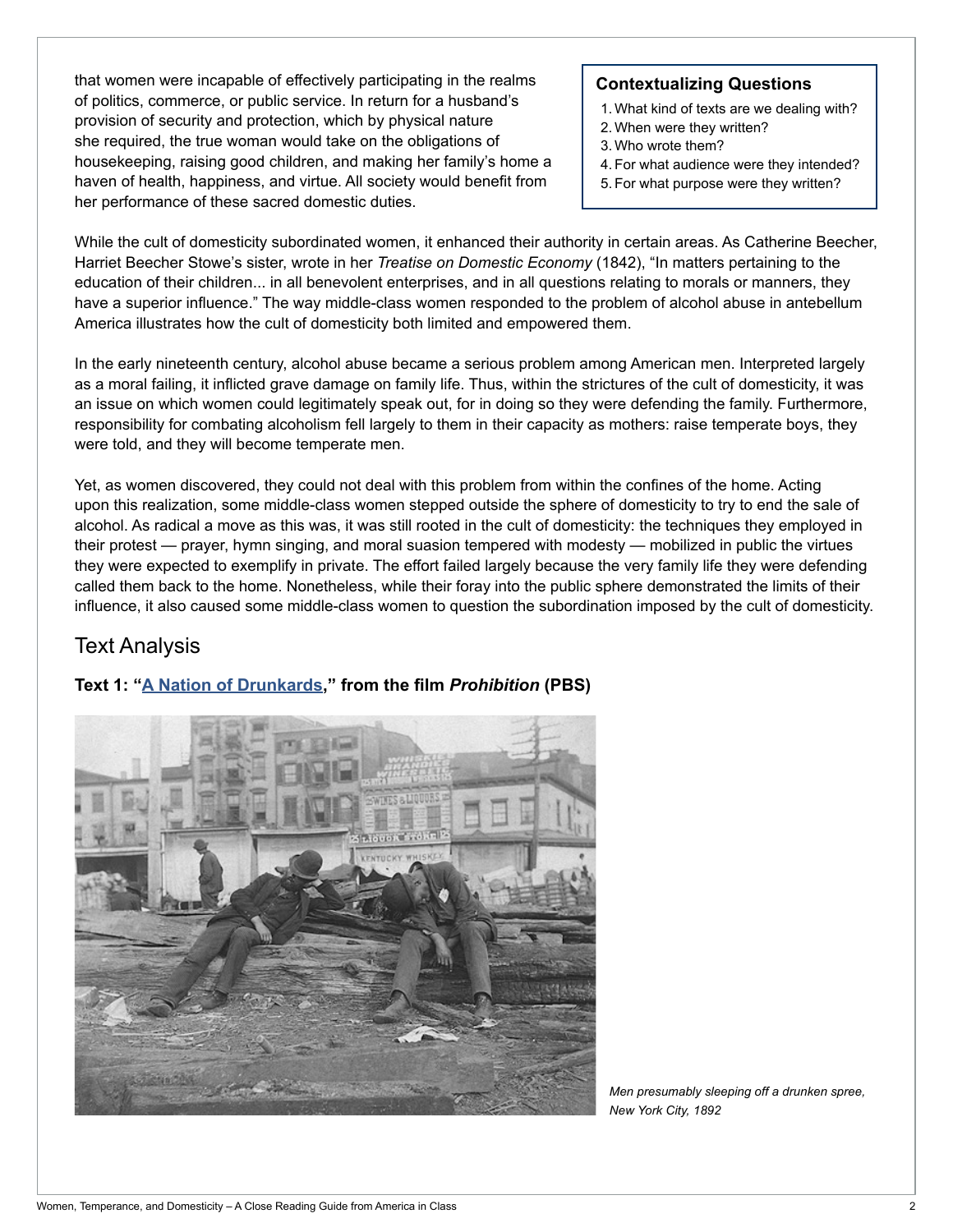that women were incapable of effectively participating in the realms of politics, commerce, or public service. In return for a husband's provision of security and protection, which by physical nature she required, the true woman would take on the obligations of housekeeping, raising good children, and making her family's home a haven of health, happiness, and virtue. All society would benefit from her performance of these sacred domestic duties.

> **Contextualizing Questions**
> 1. What kind of texts are we dealing with?
> 2. When were they written?
> 3. Who wrote them?
> 4. For what audience were they intended?
> 5. For what purpose were they written?

While the cult of domesticity subordinated women, it enhanced their authority in certain areas. As Catherine Beecher, Harriet Beecher Stowe's sister, wrote in her *Treatise on Domestic Economy* (1842), "In matters pertaining to the education of their children... in all benevolent enterprises, and in all questions relating to morals or manners, they have a superior influence." The way middle-class women responded to the problem of alcohol abuse in antebellum America illustrates how the cult of domesticity both limited and empowered them.

In the early nineteenth century, alcohol abuse became a serious problem among American men. Interpreted largely as a moral failing, it inflicted grave damage on family life. Thus, within the strictures of the cult of domesticity, it was an issue on which women could legitimately speak out, for in doing so they were defending the family. Furthermore, responsibility for combating alcoholism fell largely to them in their capacity as mothers: raise temperate boys, they were told, and they will become temperate men.

Yet, as women discovered, they could not deal with this problem from within the confines of the home. Acting upon this realization, some middle-class women stepped outside the sphere of domesticity to try to end the sale of alcohol. As radical a move as this was, it was still rooted in the cult of domesticity: the techniques they employed in their protest — prayer, hymn singing, and moral suasion tempered with modesty — mobilized in public the virtues they were expected to exemplify in private. The effort failed largely because the very family life they were defending called them back to the home. Nonetheless, while their foray into the public sphere demonstrated the limits of their influence, it also caused some middle-class women to question the subordination imposed by the cult of domesticity.

## Text Analysis

### Text 1: "A Nation of Drunkards," from the film *Prohibition* (PBS)

*Men presumably sleeping off a drunken spree, New York City, 1892*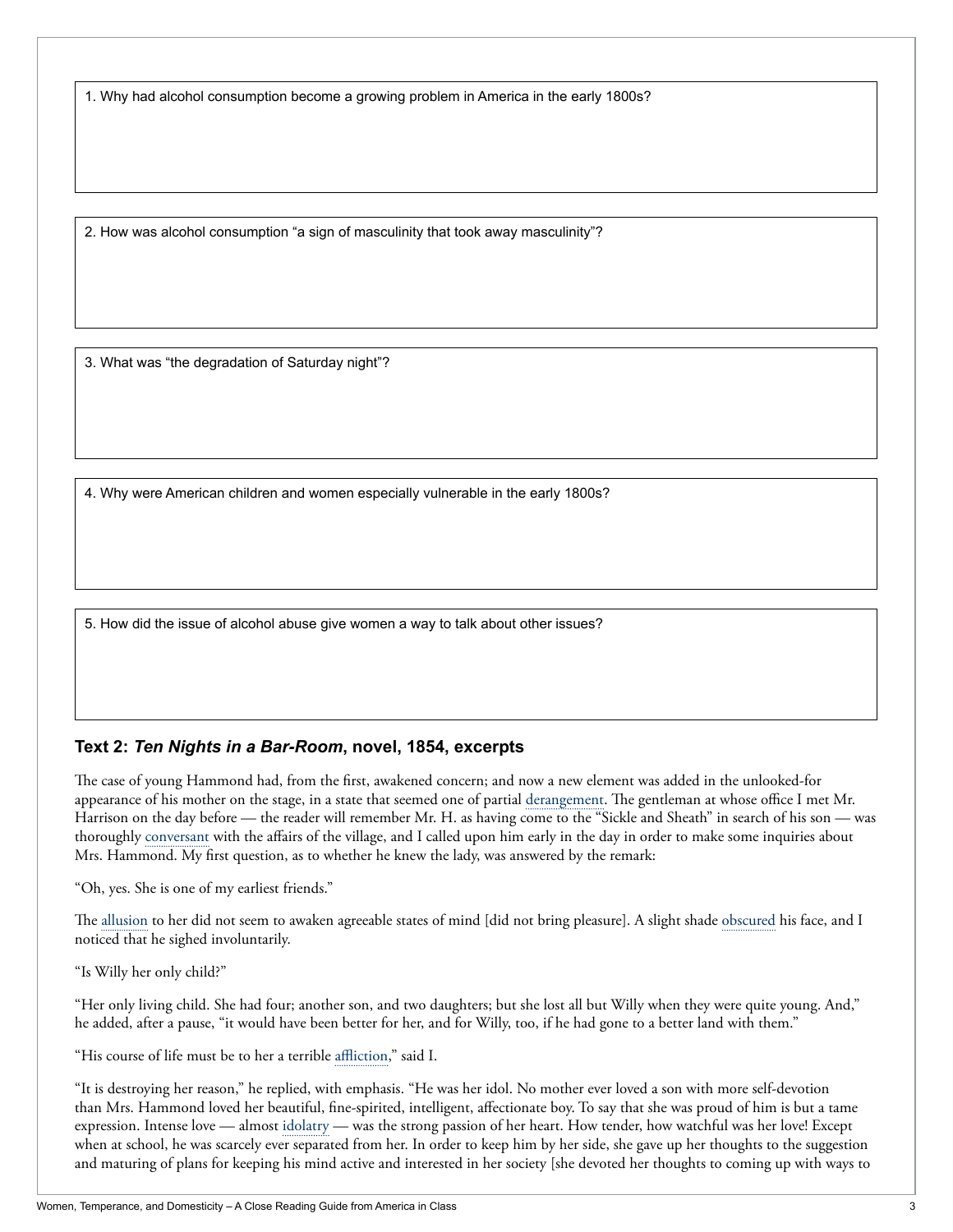1. Why had alcohol consumption become a growing problem in America in the early 1800s?

2. How was alcohol consumption "a sign of masculinity that took away masculinity"?

3. What was "the degradation of Saturday night"?

4. Why were American children and women especially vulnerable in the early 1800s?

5. How did the issue of alcohol abuse give women a way to talk about other issues?

### Text 2: *Ten Nights in a Bar-Room*, novel, 1854, excerpts

The case of young Hammond had, from the first, awakened concern; and now a new element was added in the unlooked-for appearance of his mother on the stage, in a state that seemed one of partial derangement. The gentleman at whose office I met Mr. Harrison on the day before — the reader will remember Mr. H. as having come to the "Sickle and Sheath" in search of his son — was thoroughly conversant with the affairs of the village, and I called upon him early in the day in order to make some inquiries about Mrs. Hammond. My first question, as to whether he knew the lady, was answered by the remark:

"Oh, yes. She is one of my earliest friends."

The allusion to her did not seem to awaken agreeable states of mind [did not bring pleasure]. A slight shade obscured his face, and I noticed that he sighed involuntarily.

"Is Willy her only child?"

"Her only living child. She had four; another son, and two daughters; but she lost all but Willy when they were quite young. And," he added, after a pause, "it would have been better for her, and for Willy, too, if he had gone to a better land with them."

"His course of life must be to her a terrible affliction," said I.

"It is destroying her reason," he replied, with emphasis. "He was her idol. No mother ever loved a son with more self-devotion than Mrs. Hammond loved her beautiful, fine-spirited, intelligent, affectionate boy. To say that she was proud of him is but a tame expression. Intense love — almost idolatry — was the strong passion of her heart. How tender, how watchful was her love! Except when at school, he was scarcely ever separated from her. In order to keep him by her side, she gave up her thoughts to the suggestion and maturing of plans for keeping his mind active and interested in her society [she devoted her thoughts to coming up with ways to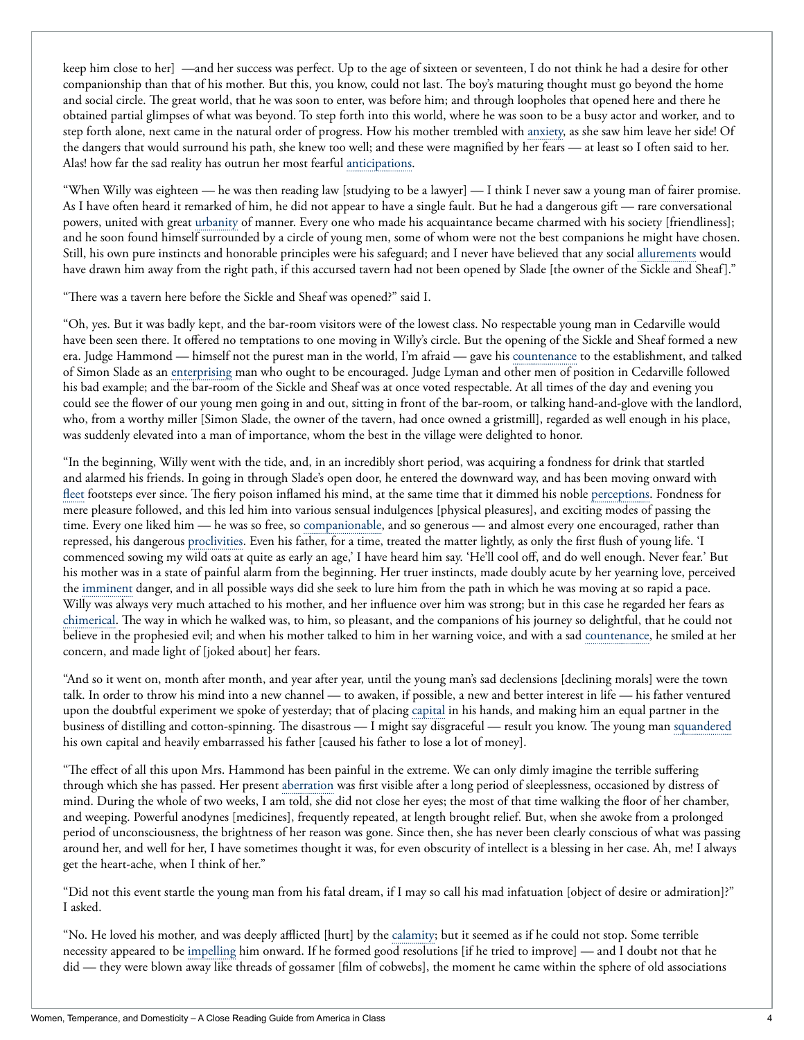keep him close to her] —and her success was perfect. Up to the age of sixteen or seventeen, I do not think he had a desire for other companionship than that of his mother. But this, you know, could not last. The boy's maturing thought must go beyond the home and social circle. The great world, that he was soon to enter, was before him; and through loopholes that opened here and there he obtained partial glimpses of what was beyond. To step forth into this world, where he was soon to be a busy actor and worker, and to step forth alone, next came in the natural order of progress. How his mother trembled with anxiety, as she saw him leave her side! Of the dangers that would surround his path, she knew too well; and these were magnified by her fears — at least so I often said to her. Alas! how far the sad reality has outrun her most fearful anticipations.

"When Willy was eighteen — he was then reading law [studying to be a lawyer] — I think I never saw a young man of fairer promise. As I have often heard it remarked of him, he did not appear to have a single fault. But he had a dangerous gift — rare conversational powers, united with great urbanity of manner. Every one who made his acquaintance became charmed with his society [friendliness]; and he soon found himself surrounded by a circle of young men, some of whom were not the best companions he might have chosen. Still, his own pure instincts and honorable principles were his safeguard; and I never have believed that any social allurements would have drawn him away from the right path, if this accursed tavern had not been opened by Slade [the owner of the Sickle and Sheaf]."

"There was a tavern here before the Sickle and Sheaf was opened?" said I.

"Oh, yes. But it was badly kept, and the bar-room visitors were of the lowest class. No respectable young man in Cedarville would have been seen there. It offered no temptations to one moving in Willy's circle. But the opening of the Sickle and Sheaf formed a new era. Judge Hammond — himself not the purest man in the world, I'm afraid — gave his countenance to the establishment, and talked of Simon Slade as an enterprising man who ought to be encouraged. Judge Lyman and other men of position in Cedarville followed his bad example; and the bar-room of the Sickle and Sheaf was at once voted respectable. At all times of the day and evening you could see the flower of our young men going in and out, sitting in front of the bar-room, or talking hand-and-glove with the landlord, who, from a worthy miller [Simon Slade, the owner of the tavern, had once owned a gristmill], regarded as well enough in his place, was suddenly elevated into a man of importance, whom the best in the village were delighted to honor.

"In the beginning, Willy went with the tide, and, in an incredibly short period, was acquiring a fondness for drink that startled and alarmed his friends. In going in through Slade's open door, he entered the downward way, and has been moving onward with fleet footsteps ever since. The fiery poison inflamed his mind, at the same time that it dimmed his noble perceptions. Fondness for mere pleasure followed, and this led him into various sensual indulgences [physical pleasures], and exciting modes of passing the time. Every one liked him — he was so free, so companionable, and so generous — and almost every one encouraged, rather than repressed, his dangerous proclivities. Even his father, for a time, treated the matter lightly, as only the first flush of young life. 'I commenced sowing my wild oats at quite as early an age,' I have heard him say. 'He'll cool off, and do well enough. Never fear.' But his mother was in a state of painful alarm from the beginning. Her truer instincts, made doubly acute by her yearning love, perceived the imminent danger, and in all possible ways did she seek to lure him from the path in which he was moving at so rapid a pace. Willy was always very much attached to his mother, and her influence over him was strong; but in this case he regarded her fears as chimerical. The way in which he walked was, to him, so pleasant, and the companions of his journey so delightful, that he could not believe in the prophesied evil; and when his mother talked to him in her warning voice, and with a sad countenance, he smiled at her concern, and made light of [joked about] her fears.

"And so it went on, month after month, and year after year, until the young man's sad declensions [declining morals] were the town talk. In order to throw his mind into a new channel — to awaken, if possible, a new and better interest in life — his father ventured upon the doubtful experiment we spoke of yesterday; that of placing capital in his hands, and making him an equal partner in the business of distilling and cotton-spinning. The disastrous — I might say disgraceful — result you know. The young man squandered his own capital and heavily embarrassed his father [caused his father to lose a lot of money].

"The effect of all this upon Mrs. Hammond has been painful in the extreme. We can only dimly imagine the terrible suffering through which she has passed. Her present aberration was first visible after a long period of sleeplessness, occasioned by distress of mind. During the whole of two weeks, I am told, she did not close her eyes; the most of that time walking the floor of her chamber, and weeping. Powerful anodynes [medicines], frequently repeated, at length brought relief. But, when she awoke from a prolonged period of unconsciousness, the brightness of her reason was gone. Since then, she has never been clearly conscious of what was passing around her, and well for her, I have sometimes thought it was, for even obscurity of intellect is a blessing in her case. Ah, me! I always get the heart-ache, when I think of her."

"Did not this event startle the young man from his fatal dream, if I may so call his mad infatuation [object of desire or admiration]?" I asked.

"No. He loved his mother, and was deeply afflicted [hurt] by the calamity; but it seemed as if he could not stop. Some terrible necessity appeared to be impelling him onward. If he formed good resolutions [if he tried to improve] — and I doubt not that he did — they were blown away like threads of gossamer [film of cobwebs], the moment he came within the sphere of old associations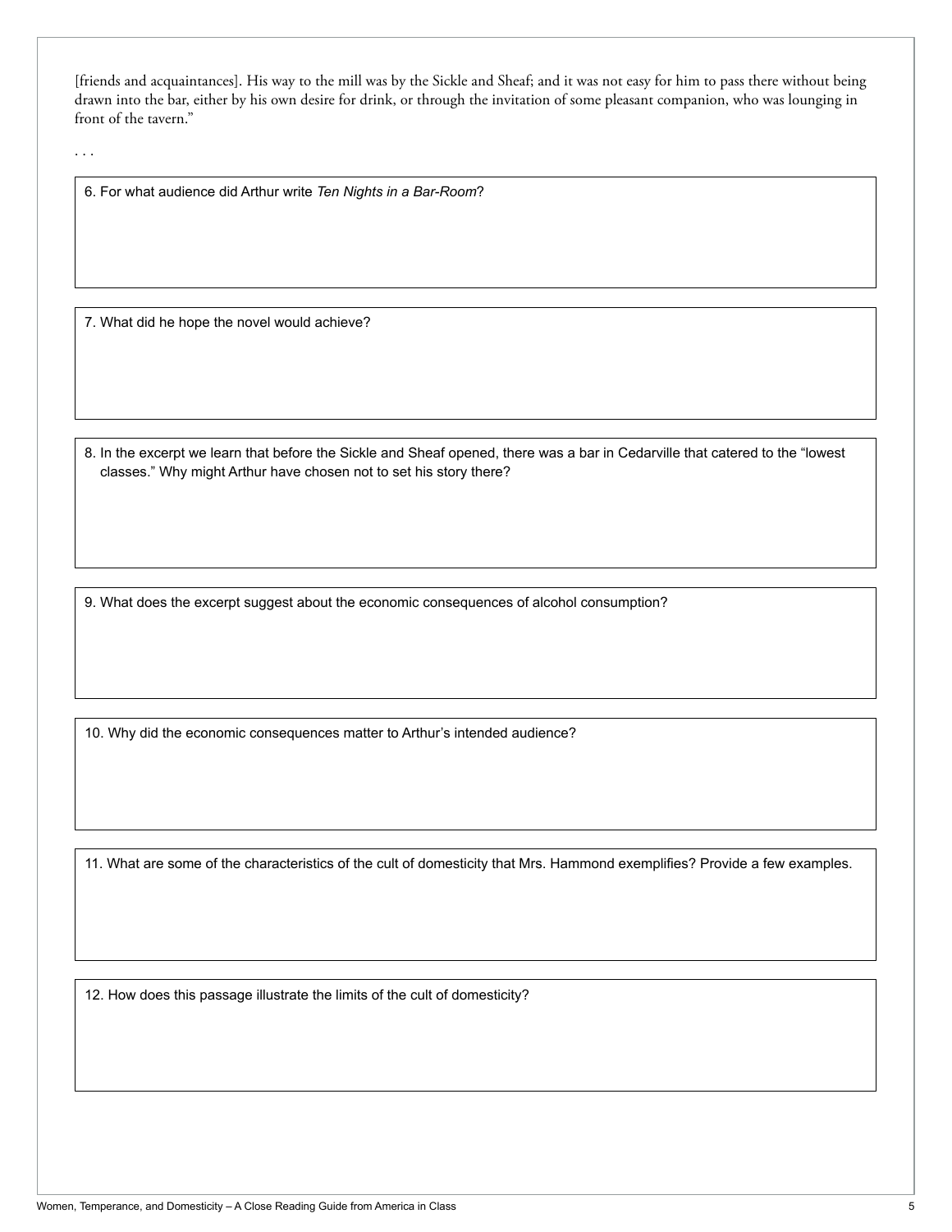[friends and acquaintances]. His way to the mill was by the Sickle and Sheaf; and it was not easy for him to pass there without being drawn into the bar, either by his own desire for drink, or through the invitation of some pleasant companion, who was lounging in front of the tavern."

. . .

6. For what audience did Arthur write *Ten Nights in a Bar-Room*?

7. What did he hope the novel would achieve?

8. In the excerpt we learn that before the Sickle and Sheaf opened, there was a bar in Cedarville that catered to the "lowest classes." Why might Arthur have chosen not to set his story there?

9. What does the excerpt suggest about the economic consequences of alcohol consumption?

10. Why did the economic consequences matter to Arthur's intended audience?

11. What are some of the characteristics of the cult of domesticity that Mrs. Hammond exemplifies? Provide a few examples.

12. How does this passage illustrate the limits of the cult of domesticity?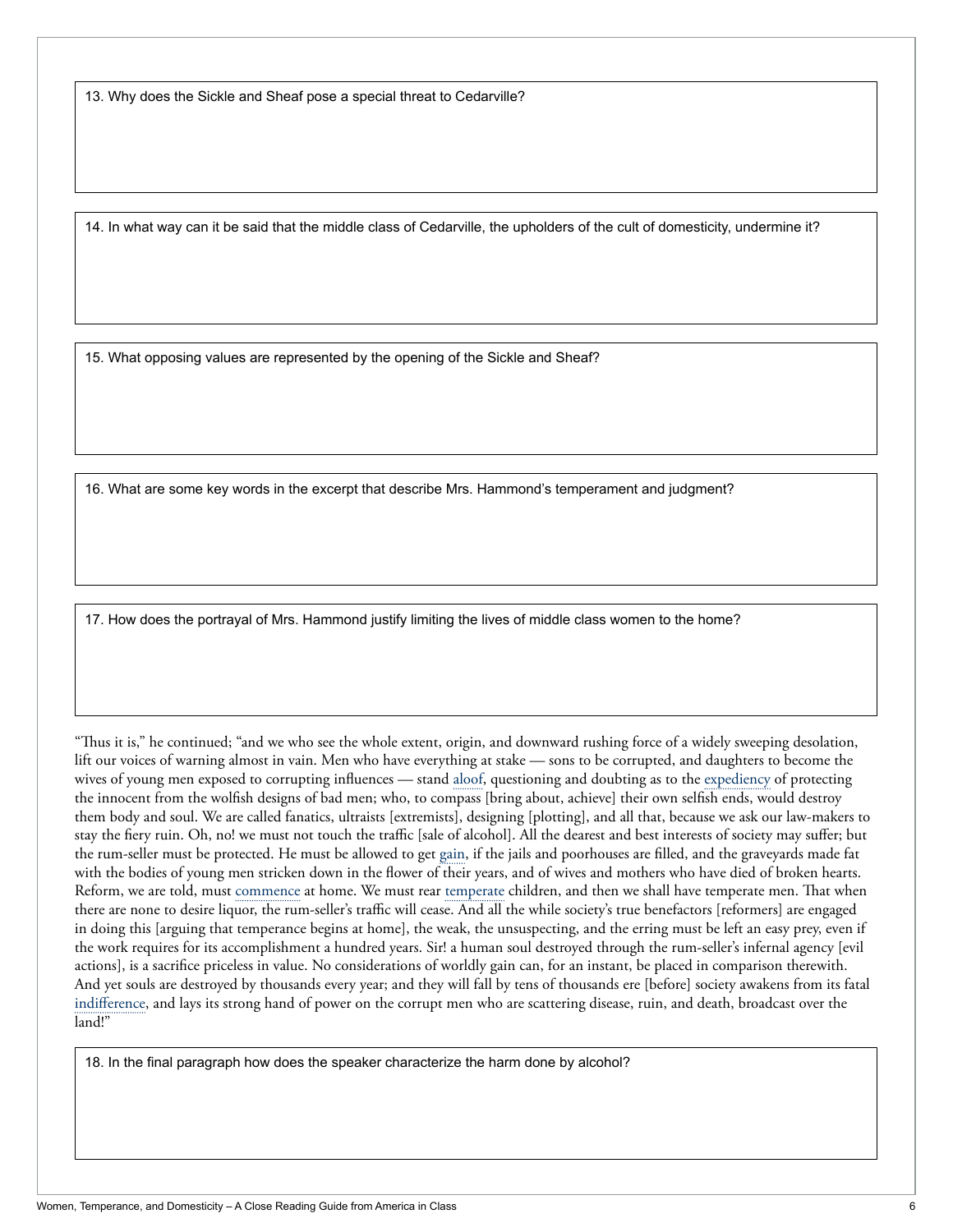13. Why does the Sickle and Sheaf pose a special threat to Cedarville?

14. In what way can it be said that the middle class of Cedarville, the upholders of the cult of domesticity, undermine it?

15. What opposing values are represented by the opening of the Sickle and Sheaf?

16. What are some key words in the excerpt that describe Mrs. Hammond's temperament and judgment?

17. How does the portrayal of Mrs. Hammond justify limiting the lives of middle class women to the home?

"Thus it is," he continued; "and we who see the whole extent, origin, and downward rushing force of a widely sweeping desolation, lift our voices of warning almost in vain. Men who have everything at stake — sons to be corrupted, and daughters to become the wives of young men exposed to corrupting influences — stand aloof, questioning and doubting as to the expediency of protecting the innocent from the wolfish designs of bad men; who, to compass [bring about, achieve] their own selfish ends, would destroy them body and soul. We are called fanatics, ultraists [extremists], designing [plotting], and all that, because we ask our law-makers to stay the fiery ruin. Oh, no! we must not touch the traffic [sale of alcohol]. All the dearest and best interests of society may suffer; but the rum-seller must be protected. He must be allowed to get gain, if the jails and poorhouses are filled, and the graveyards made fat with the bodies of young men stricken down in the flower of their years, and of wives and mothers who have died of broken hearts. Reform, we are told, must commence at home. We must rear temperate children, and then we shall have temperate men. That when there are none to desire liquor, the rum-seller's traffic will cease. And all the while society's true benefactors [reformers] are engaged in doing this [arguing that temperance begins at home], the weak, the unsuspecting, and the erring must be left an easy prey, even if the work requires for its accomplishment a hundred years. Sir! a human soul destroyed through the rum-seller's infernal agency [evil actions], is a sacrifice priceless in value. No considerations of worldly gain can, for an instant, be placed in comparison therewith. And yet souls are destroyed by thousands every year; and they will fall by tens of thousands ere [before] society awakens from its fatal indifference, and lays its strong hand of power on the corrupt men who are scattering disease, ruin, and death, broadcast over the land!"

18. In the final paragraph how does the speaker characterize the harm done by alcohol?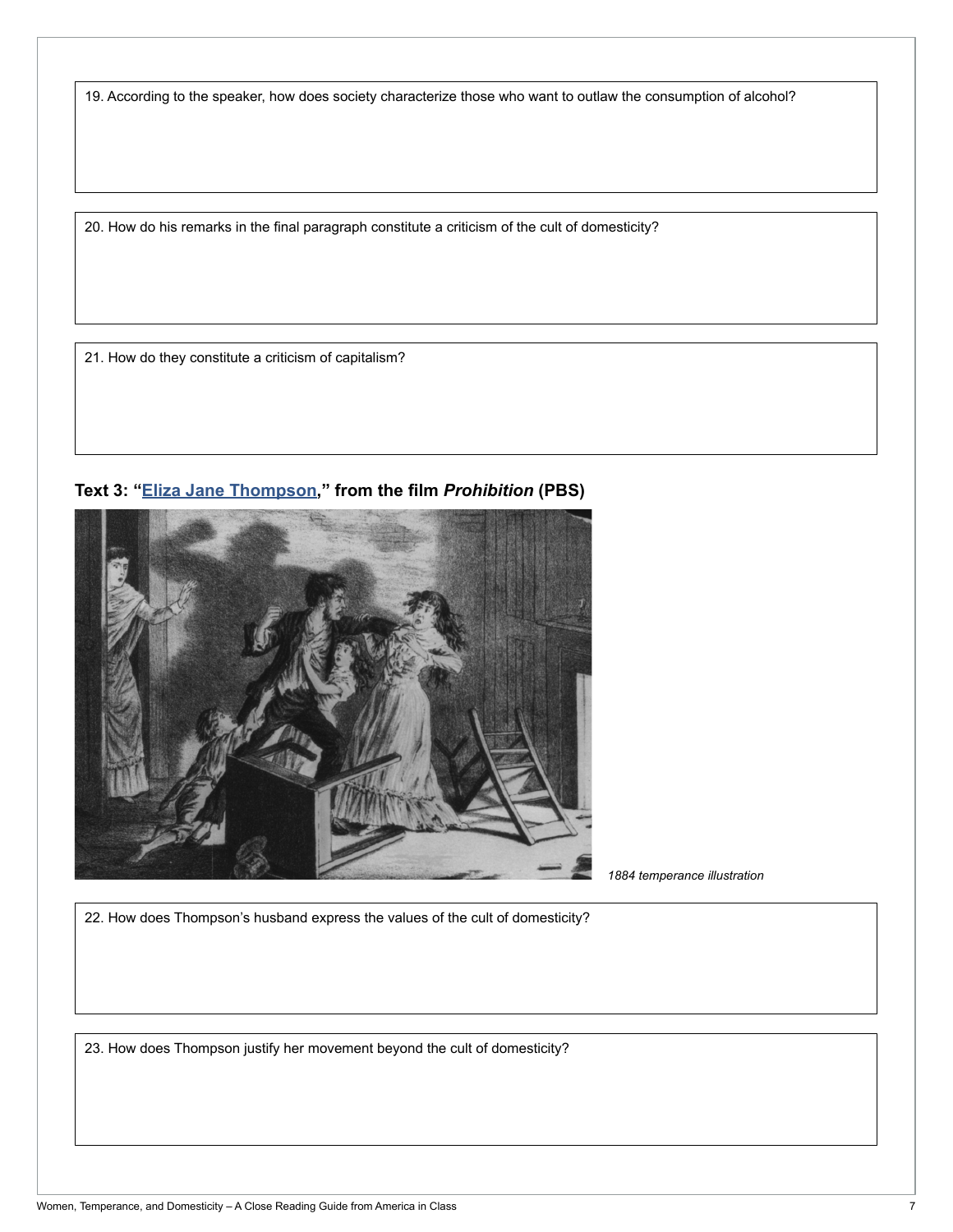19. According to the speaker, how does society characterize those who want to outlaw the consumption of alcohol?

20. How do his remarks in the final paragraph constitute a criticism of the cult of domesticity?

21. How do they constitute a criticism of capitalism?

### Text 3: "Eliza Jane Thompson," from the film *Prohibition* (PBS)

*1884 temperance illustration*

22. How does Thompson's husband express the values of the cult of domesticity?

23. How does Thompson justify her movement beyond the cult of domesticity?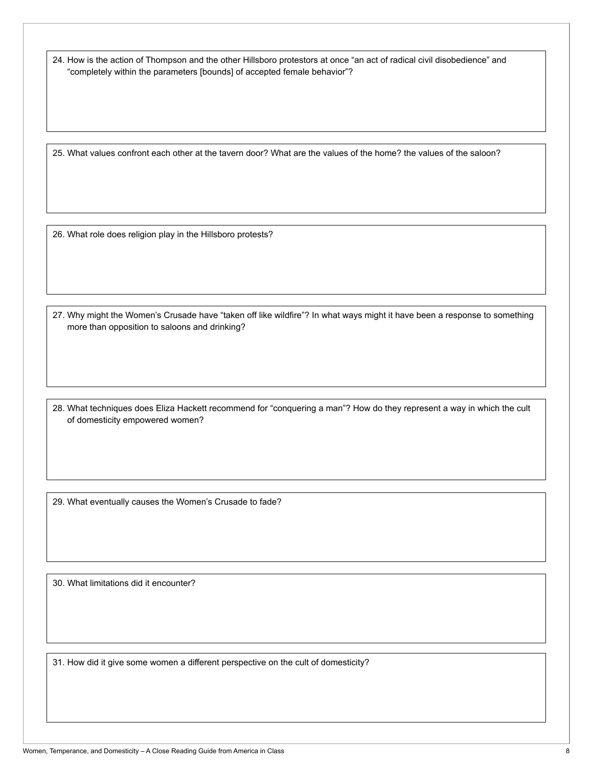24. How is the action of Thompson and the other Hillsboro protestors at once "an act of radical civil disobedience" and "completely within the parameters [bounds] of accepted female behavior"?

25. What values confront each other at the tavern door? What are the values of the home? the values of the saloon?

26. What role does religion play in the Hillsboro protests?

27. Why might the Women's Crusade have "taken off like wildfire"? In what ways might it have been a response to something more than opposition to saloons and drinking?

28. What techniques does Eliza Hackett recommend for "conquering a man"? How do they represent a way in which the cult of domesticity empowered women?

29. What eventually causes the Women's Crusade to fade?

30. What limitations did it encounter?

31. How did it give some women a different perspective on the cult of domesticity?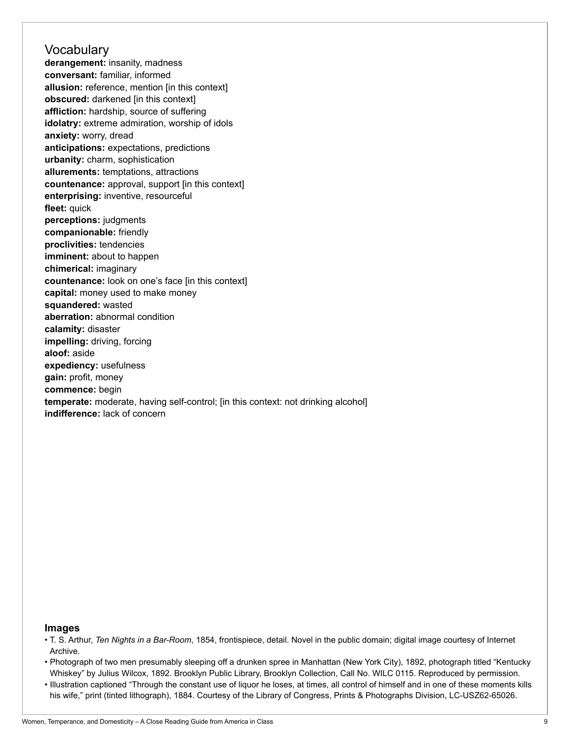## Vocabulary

**derangement:** insanity, madness
**conversant:** familiar, informed
**allusion:** reference, mention [in this context]
**obscured:** darkened [in this context]
**affliction:** hardship, source of suffering
**idolatry:** extreme admiration, worship of idols
**anxiety:** worry, dread
**anticipations:** expectations, predictions
**urbanity:** charm, sophistication
**allurements:** temptations, attractions
**countenance:** approval, support [in this context]
**enterprising:** inventive, resourceful
**fleet:** quick
**perceptions:** judgments
**companionable:** friendly
**proclivities:** tendencies
**imminent:** about to happen
**chimerical:** imaginary
**countenance:** look on one's face [in this context]
**capital:** money used to make money
**squandered:** wasted
**aberration:** abnormal condition
**calamity:** disaster
**impelling:** driving, forcing
**aloof:** aside
**expediency:** usefulness
**gain:** profit, money
**commence:** begin
**temperate:** moderate, having self-control; [in this context: not drinking alcohol]
**indifference:** lack of concern

### Images

- T. S. Arthur, *Ten Nights in a Bar-Room*, 1854, frontispiece, detail. Novel in the public domain; digital image courtesy of Internet Archive.
- Photograph of two men presumably sleeping off a drunken spree in Manhattan (New York City), 1892, photograph titled "Kentucky Whiskey" by Julius Wilcox, 1892. Brooklyn Public Library, Brooklyn Collection, Call No. WILC 0115. Reproduced by permission.
- Illustration captioned "Through the constant use of liquor he loses, at times, all control of himself and in one of these moments kills his wife," print (tinted lithograph), 1884. Courtesy of the Library of Congress, Prints & Photographs Division, LC-USZ62-65026.